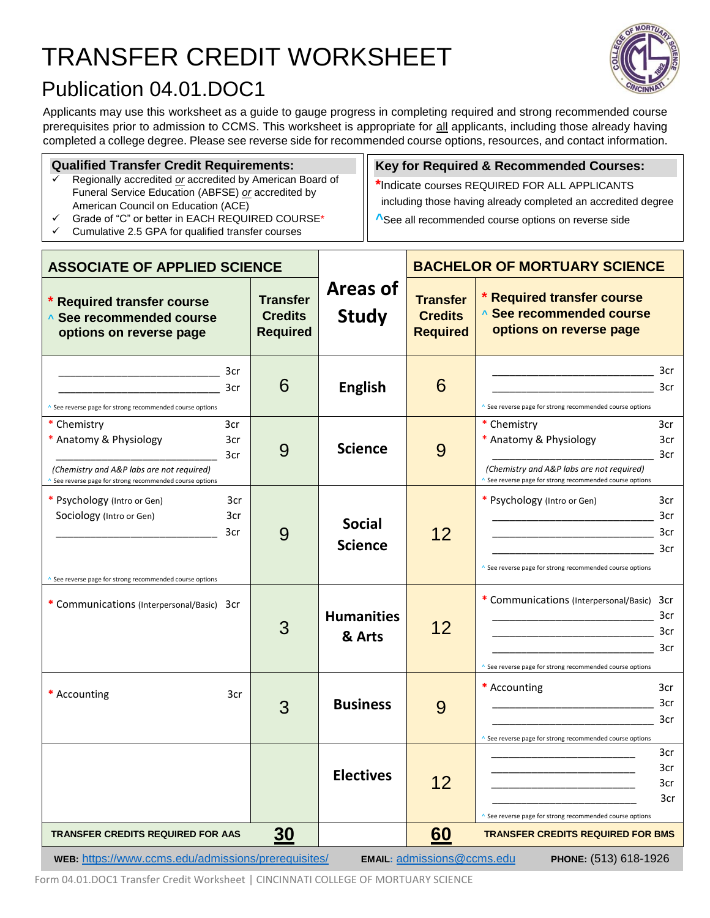# TRANSFER CREDIT WORKSHEET

## Publication 04.01.DOC1

Applicants may use this worksheet as a guide to gauge progress in completing required and strong recommended course prerequisites prior to admission to CCMS. This worksheet is appropriate for all applicants, including those already having completed a college degree. Please see reverse side for recommended course options, resources, and contact information.

**Qualified Transfer Credit Requirements:**

- ✓ Regionally accredited *or* accredited by American Board of Funeral Service Education (ABFSE) *or* accredited by American Council on Education (ACE)
- ✓ Grade of "C" or better in EACH REQUIRED COURSE*
- ✓ Cumulative 2.5 GPA for qualified transfer courses

**Key for Required & Recommended Courses:**

*Indicate courses REQUIRED FOR ALL APPLICANTS including those having already completed an accredited degree

^See all recommended course options on reverse side

| ASSOCIATE OF APPLIED SCIENCE | | Areas of Study | BACHELOR OF MORTUARY SCIENCE | |
|---|---|---|---|---|
| * Required transfer course ^ See recommended course options on reverse page | Transfer Credits Required | | Transfer Credits Required | * Required transfer course ^ See recommended course options on reverse page |
| ____________ 3cr<br>____________ 3cr<br>^ See reverse page for strong recommended course options | 6 | English | 6 | ____________ 3cr<br>____________ 3cr<br>^ See reverse page for strong recommended course options |
| * Chemistry 3cr<br>* Anatomy & Physiology 3cr<br>____________ 3cr<br>*(Chemistry and A&P labs are not required)*<br>^ See reverse page for strong recommended course options | 9 | Science | 9 | * Chemistry 3cr<br>* Anatomy & Physiology 3cr<br>____________ 3cr<br>*(Chemistry and A&P labs are not required)*<br>^ See reverse page for strong recommended course options |
| * Psychology (Intro or Gen) 3cr<br>Sociology (Intro or Gen) 3cr<br>____________ 3cr<br>^ See reverse page for strong recommended course options | 9 | Social Science | 12 | * Psychology (Intro or Gen) 3cr<br>____________ 3cr<br>____________ 3cr<br>____________ 3cr<br>^ See reverse page for strong recommended course options |
| * Communications (Interpersonal/Basic) 3cr | 3 | Humanities & Arts | 12 | * Communications (Interpersonal/Basic) 3cr<br>____________ 3cr<br>____________ 3cr<br>____________ 3cr<br>^ See reverse page for strong recommended course options |
| * Accounting 3cr | 3 | Business | 9 | * Accounting 3cr<br>____________ 3cr<br>____________ 3cr<br>^ See reverse page for strong recommended course options |
| | | Electives | 12 | ____________ 3cr<br>____________ 3cr<br>____________ 3cr<br>____________ 3cr<br>^ See reverse page for strong recommended course options |
| TRANSFER CREDITS REQUIRED FOR AAS | **30** | | **60** | TRANSFER CREDITS REQUIRED FOR BMS |

**WEB:** https://www.ccms.edu/admissions/prerequisites/ **EMAIL:** admissions@ccms.edu **PHONE:** (513) 618-1926

Form 04.01.DOC1 Transfer Credit Worksheet | CINCINNATI COLLEGE OF MORTUARY SCIENCE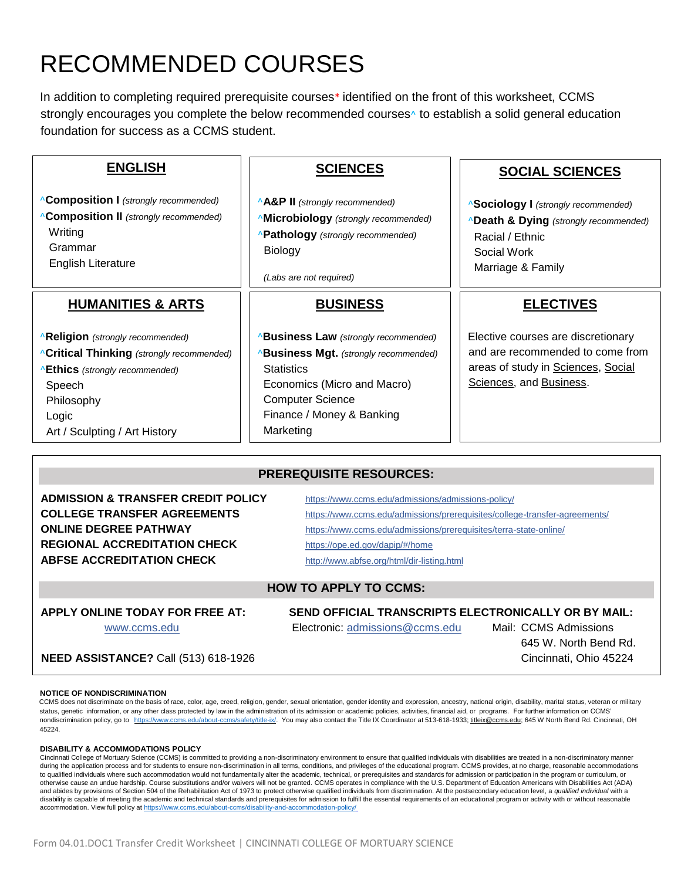# RECOMMENDED COURSES

In addition to completing required prerequisite courses* identified on the front of this worksheet, CCMS strongly encourages you complete the below recommended courses^ to establish a solid general education foundation for success as a CCMS student.

## ENGLISH

^**Composition I** *(strongly recommended)*
^**Composition II** *(strongly recommended)*
Writing
Grammar
English Literature

## SCIENCES

^**A&P II** *(strongly recommended)*
^**Microbiology** *(strongly recommended)*
^**Pathology** *(strongly recommended)*
Biology

*(Labs are not required)*

## SOCIAL SCIENCES

^**Sociology I** *(strongly recommended)*
^**Death & Dying** *(strongly recommended)*
Racial / Ethnic
Social Work
Marriage & Family

## HUMANITIES & ARTS

^**Religion** *(strongly recommended)*
^**Critical Thinking** *(strongly recommended)*
^**Ethics** *(strongly recommended)*
Speech
Philosophy
Logic
Art / Sculpting / Art History

## BUSINESS

^**Business Law** *(strongly recommended)*
^**Business Mgt.** *(strongly recommended)*
Statistics
Economics (Micro and Macro)
Computer Science
Finance / Money & Banking
Marketing

## ELECTIVES

Elective courses are discretionary and are recommended to come from areas of study in Sciences, Social Sciences, and Business.

## PREREQUISITE RESOURCES:

| | |
|---|---|
| **ADMISSION & TRANSFER CREDIT POLICY** | https://www.ccms.edu/admissions/admissions-policy/ |
| **COLLEGE TRANSFER AGREEMENTS** | https://www.ccms.edu/admissions/prerequisites/college-transfer-agreements/ |
| **ONLINE DEGREE PATHWAY** | https://www.ccms.edu/admissions/prerequisites/terra-state-online/ |
| **REGIONAL ACCREDITATION CHECK** | https://ope.ed.gov/dapip/#/home |
| **ABFSE ACCREDITATION CHECK** | http://www.abfse.org/html/dir-listing.html |

## HOW TO APPLY TO CCMS:

**APPLY ONLINE TODAY FOR FREE AT:**
www.ccms.edu

**SEND OFFICIAL TRANSCRIPTS ELECTRONICALLY OR BY MAIL:**
Electronic: admissions@ccms.edu
Mail: CCMS Admissions
645 W. North Bend Rd.
Cincinnati, Ohio 45224

**NEED ASSISTANCE?** Call (513) 618-1926

**NOTICE OF NONDISCRIMINATION**
CCMS does not discriminate on the basis of race, color, age, creed, religion, gender, sexual orientation, gender identity and expression, ancestry, national origin, disability, marital status, veteran or military status, genetic information, or any other class protected by law in the administration of its admission or academic policies, activities, financial aid, or programs. For further information on CCMS' nondiscrimination policy, go to https://www.ccms.edu/about-ccms/safety/title-ix/. You may also contact the Title IX Coordinator at 513-618-1933; titleix@ccms.edu; 645 W North Bend Rd. Cincinnati, OH 45224.

**DISABILITY & ACCOMMODATIONS POLICY**
Cincinnati College of Mortuary Science (CCMS) is committed to providing a non-discriminatory environment to ensure that qualified individuals with disabilities are treated in a non-discriminatory manner during the application process and for students to ensure non-discrimination in all terms, conditions, and privileges of the educational program. CCMS provides, at no charge, reasonable accommodations to qualified individuals where such accommodation would not fundamentally alter the academic, technical, or prerequisites and standards for admission or participation in the program or curriculum, or otherwise cause an undue hardship. Course substitutions and/or waivers will not be granted. CCMS operates in compliance with the U.S. Department of Education Americans with Disabilities Act (ADA) and abides by provisions of Section 504 of the Rehabilitation Act of 1973 to protect otherwise qualified individuals from discrimination. At the postsecondary education level, a *qualified individual* with a disability is capable of meeting the academic and technical standards and prerequisites for admission to fulfill the essential requirements of an educational program or activity with or without reasonable accommodation. View full policy at https://www.ccms.edu/about-ccms/disability-and-accommodation-policy/

Form 04.01.DOC1 Transfer Credit Worksheet | CINCINNATI COLLEGE OF MORTUARY SCIENCE